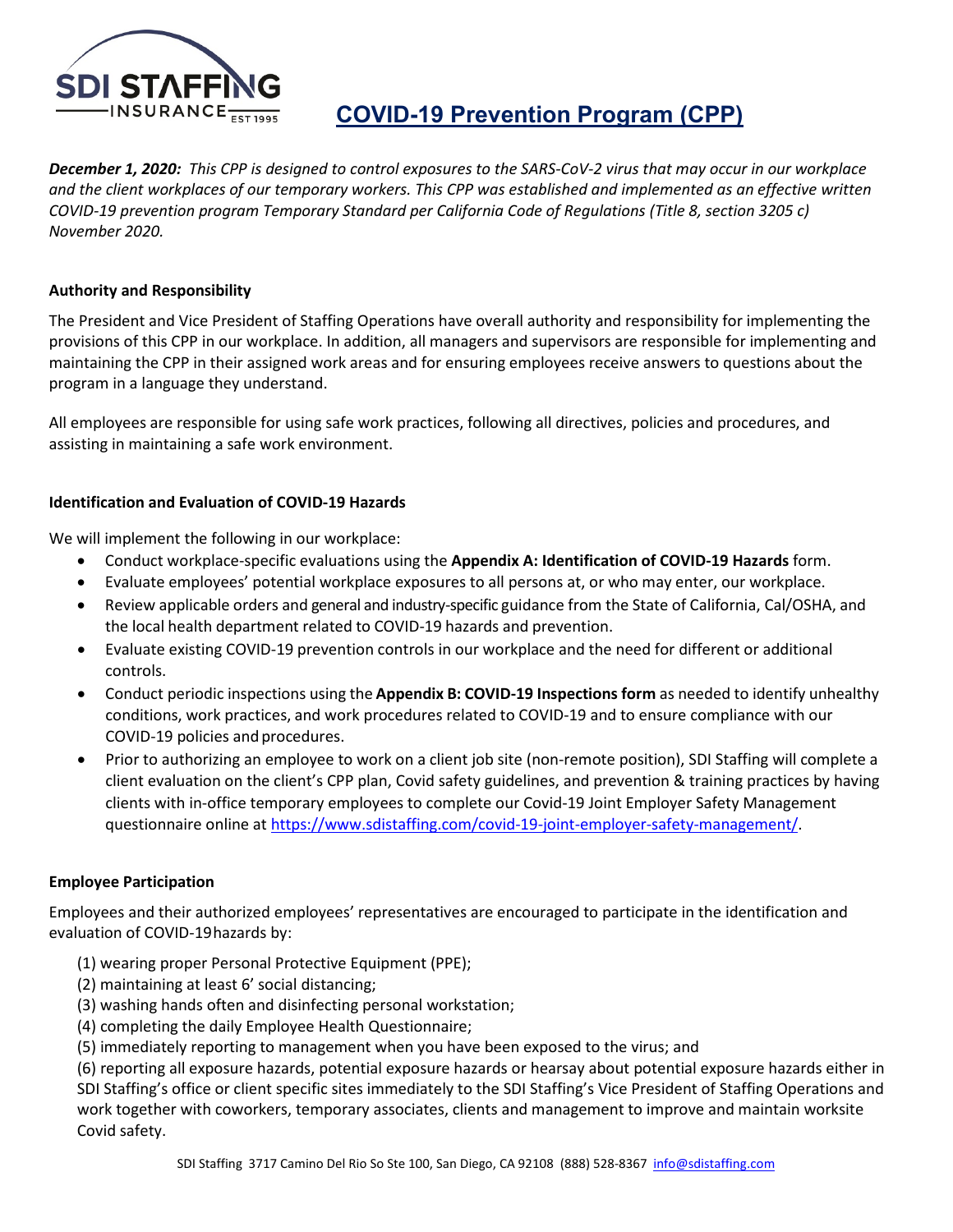# COVID-19 Prevention Program (CPP)

***December 1, 2020:*** *This CPP is designed to control exposures to the SARS-CoV-2 virus that may occur in our workplace and the client workplaces of our temporary workers. This CPP was established and implemented as an effective written COVID-19 prevention program Temporary Standard per California Code of Regulations (Title 8, section 3205 c) November 2020.*

**Authority and Responsibility**

The President and Vice President of Staffing Operations have overall authority and responsibility for implementing the provisions of this CPP in our workplace. In addition, all managers and supervisors are responsible for implementing and maintaining the CPP in their assigned work areas and for ensuring employees receive answers to questions about the program in a language they understand.

All employees are responsible for using safe work practices, following all directives, policies and procedures, and assisting in maintaining a safe work environment.

**Identification and Evaluation of COVID-19 Hazards**

We will implement the following in our workplace:

- Conduct workplace-specific evaluations using the **Appendix A: Identification of COVID-19 Hazards** form.
- Evaluate employees' potential workplace exposures to all persons at, or who may enter, our workplace.
- Review applicable orders and general and industry-specific guidance from the State of California, Cal/OSHA, and the local health department related to COVID-19 hazards and prevention.
- Evaluate existing COVID-19 prevention controls in our workplace and the need for different or additional controls.
- Conduct periodic inspections using the **Appendix B: COVID-19 Inspections form** as needed to identify unhealthy conditions, work practices, and work procedures related to COVID-19 and to ensure compliance with our COVID-19 policies and procedures.
- Prior to authorizing an employee to work on a client job site (non-remote position), SDI Staffing will complete a client evaluation on the client's CPP plan, Covid safety guidelines, and prevention & training practices by having clients with in-office temporary employees to complete our Covid-19 Joint Employer Safety Management questionnaire online at https://www.sdistaffing.com/covid-19-joint-employer-safety-management/.

**Employee Participation**

Employees and their authorized employees' representatives are encouraged to participate in the identification and evaluation of COVID-19 hazards by:

(1) wearing proper Personal Protective Equipment (PPE);
(2) maintaining at least 6' social distancing;
(3) washing hands often and disinfecting personal workstation;
(4) completing the daily Employee Health Questionnaire;
(5) immediately reporting to management when you have been exposed to the virus; and
(6) reporting all exposure hazards, potential exposure hazards or hearsay about potential exposure hazards either in SDI Staffing's office or client specific sites immediately to the SDI Staffing's Vice President of Staffing Operations and work together with coworkers, temporary associates, clients and management to improve and maintain worksite Covid safety.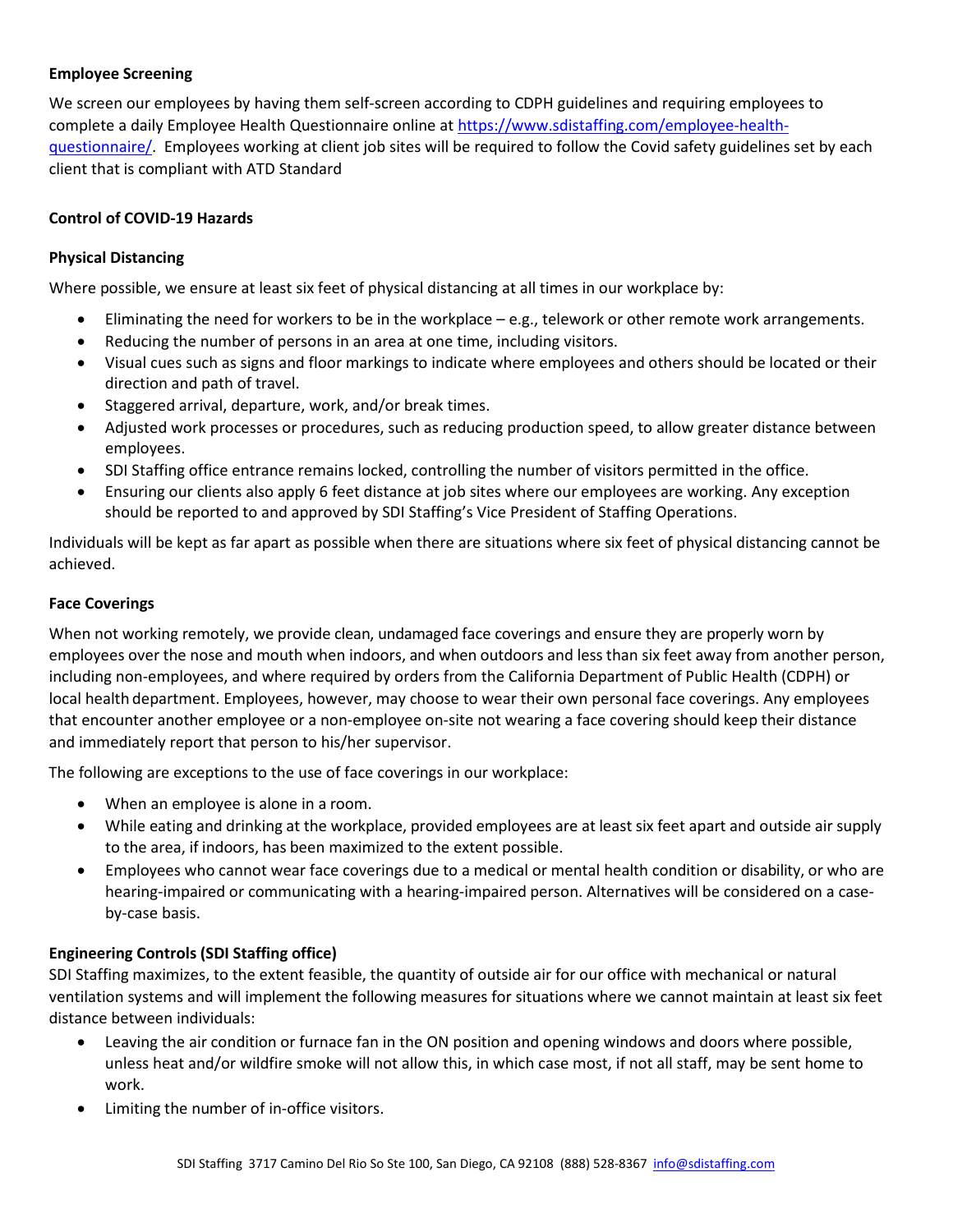**Employee Screening**

We screen our employees by having them self-screen according to CDPH guidelines and requiring employees to complete a daily Employee Health Questionnaire online at https://www.sdistaffing.com/employee-health-questionnaire/. Employees working at client job sites will be required to follow the Covid safety guidelines set by each client that is compliant with ATD Standard

**Control of COVID-19 Hazards**

**Physical Distancing**

Where possible, we ensure at least six feet of physical distancing at all times in our workplace by:

- Eliminating the need for workers to be in the workplace – e.g., telework or other remote work arrangements.
- Reducing the number of persons in an area at one time, including visitors.
- Visual cues such as signs and floor markings to indicate where employees and others should be located or their direction and path of travel.
- Staggered arrival, departure, work, and/or break times.
- Adjusted work processes or procedures, such as reducing production speed, to allow greater distance between employees.
- SDI Staffing office entrance remains locked, controlling the number of visitors permitted in the office.
- Ensuring our clients also apply 6 feet distance at job sites where our employees are working. Any exception should be reported to and approved by SDI Staffing's Vice President of Staffing Operations.

Individuals will be kept as far apart as possible when there are situations where six feet of physical distancing cannot be achieved.

**Face Coverings**

When not working remotely, we provide clean, undamaged face coverings and ensure they are properly worn by employees over the nose and mouth when indoors, and when outdoors and less than six feet away from another person, including non-employees, and where required by orders from the California Department of Public Health (CDPH) or local health department. Employees, however, may choose to wear their own personal face coverings. Any employees that encounter another employee or a non-employee on-site not wearing a face covering should keep their distance and immediately report that person to his/her supervisor.

The following are exceptions to the use of face coverings in our workplace:

- When an employee is alone in a room.
- While eating and drinking at the workplace, provided employees are at least six feet apart and outside air supply to the area, if indoors, has been maximized to the extent possible.
- Employees who cannot wear face coverings due to a medical or mental health condition or disability, or who are hearing-impaired or communicating with a hearing-impaired person. Alternatives will be considered on a case-by-case basis.

**Engineering Controls (SDI Staffing office)**

SDI Staffing maximizes, to the extent feasible, the quantity of outside air for our office with mechanical or natural ventilation systems and will implement the following measures for situations where we cannot maintain at least six feet distance between individuals:

- Leaving the air condition or furnace fan in the ON position and opening windows and doors where possible, unless heat and/or wildfire smoke will not allow this, in which case most, if not all staff, may be sent home to work.
- Limiting the number of in-office visitors.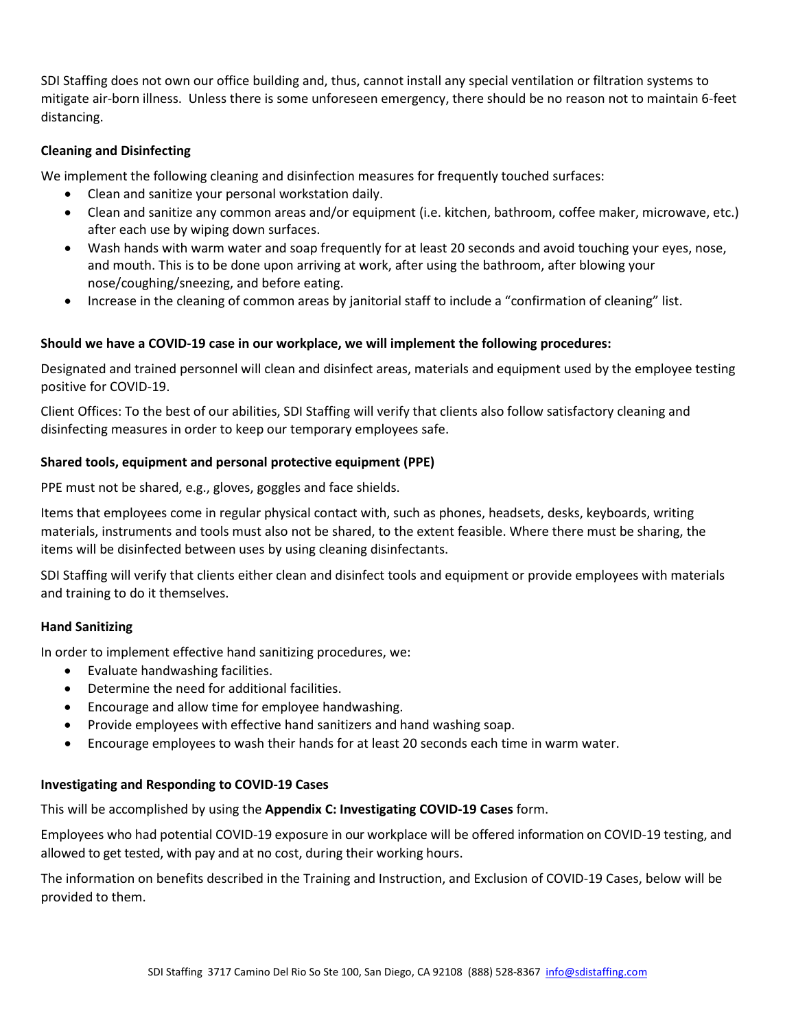SDI Staffing does not own our office building and, thus, cannot install any special ventilation or filtration systems to mitigate air-born illness. Unless there is some unforeseen emergency, there should be no reason not to maintain 6-feet distancing.

**Cleaning and Disinfecting**

We implement the following cleaning and disinfection measures for frequently touched surfaces:

- Clean and sanitize your personal workstation daily.
- Clean and sanitize any common areas and/or equipment (i.e. kitchen, bathroom, coffee maker, microwave, etc.) after each use by wiping down surfaces.
- Wash hands with warm water and soap frequently for at least 20 seconds and avoid touching your eyes, nose, and mouth. This is to be done upon arriving at work, after using the bathroom, after blowing your nose/coughing/sneezing, and before eating.
- Increase in the cleaning of common areas by janitorial staff to include a "confirmation of cleaning" list.

**Should we have a COVID-19 case in our workplace, we will implement the following procedures:**

Designated and trained personnel will clean and disinfect areas, materials and equipment used by the employee testing positive for COVID-19.

Client Offices: To the best of our abilities, SDI Staffing will verify that clients also follow satisfactory cleaning and disinfecting measures in order to keep our temporary employees safe.

**Shared tools, equipment and personal protective equipment (PPE)**

PPE must not be shared, e.g., gloves, goggles and face shields.

Items that employees come in regular physical contact with, such as phones, headsets, desks, keyboards, writing materials, instruments and tools must also not be shared, to the extent feasible. Where there must be sharing, the items will be disinfected between uses by using cleaning disinfectants.

SDI Staffing will verify that clients either clean and disinfect tools and equipment or provide employees with materials and training to do it themselves.

**Hand Sanitizing**

In order to implement effective hand sanitizing procedures, we:

- Evaluate handwashing facilities.
- Determine the need for additional facilities.
- Encourage and allow time for employee handwashing.
- Provide employees with effective hand sanitizers and hand washing soap.
- Encourage employees to wash their hands for at least 20 seconds each time in warm water.

**Investigating and Responding to COVID-19 Cases**

This will be accomplished by using the **Appendix C: Investigating COVID-19 Cases** form.

Employees who had potential COVID-19 exposure in our workplace will be offered information on COVID-19 testing, and allowed to get tested, with pay and at no cost, during their working hours.

The information on benefits described in the Training and Instruction, and Exclusion of COVID-19 Cases, below will be provided to them.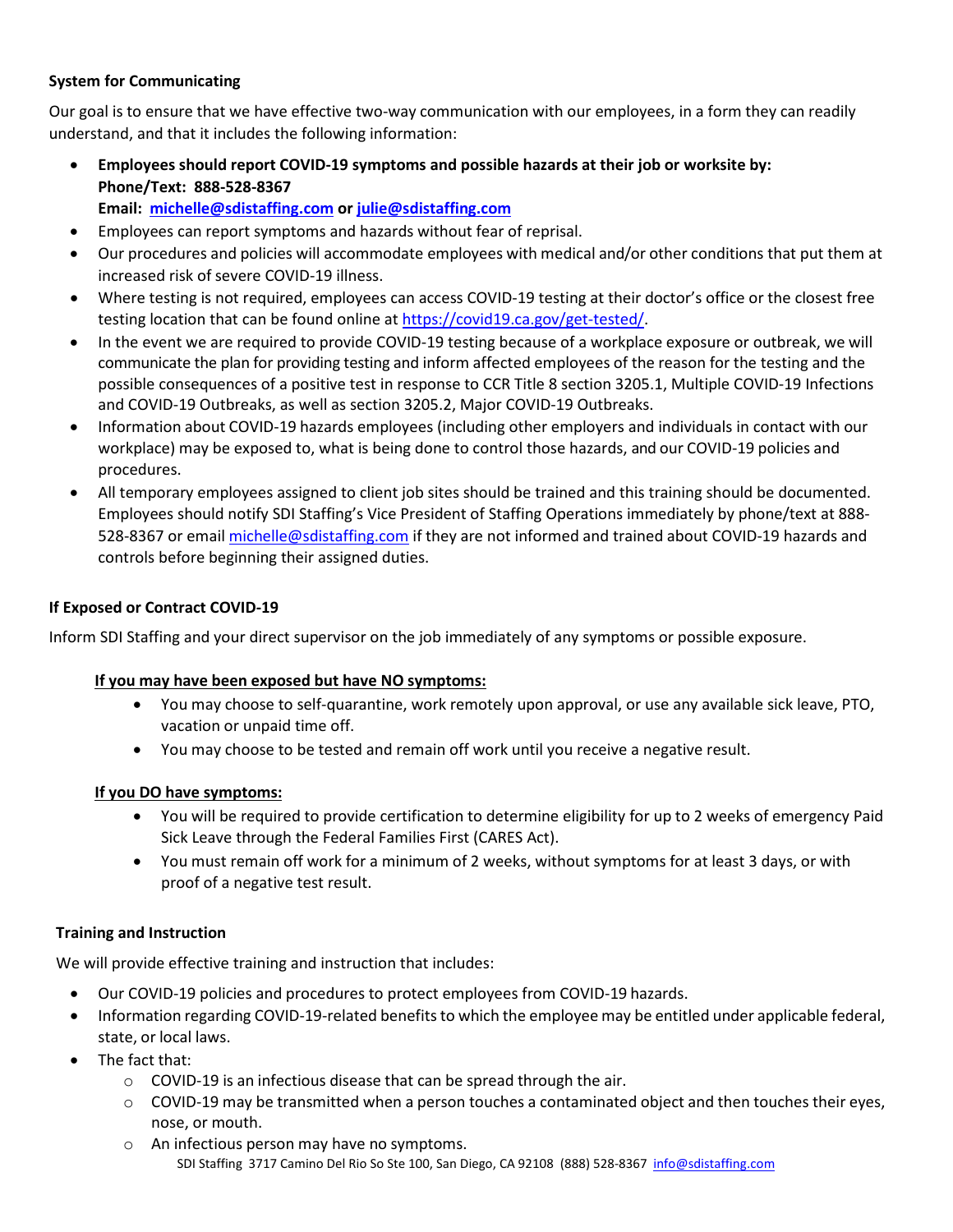**System for Communicating**

Our goal is to ensure that we have effective two-way communication with our employees, in a form they can readily understand, and that it includes the following information:

- **Employees should report COVID-19 symptoms and possible hazards at their job or worksite by:**
  **Phone/Text: 888-528-8367**
  **Email: [michelle@sdistaffing.com](mailto:michelle@sdistaffing.com) or [julie@sdistaffing.com](mailto:julie@sdistaffing.com)**
- Employees can report symptoms and hazards without fear of reprisal.
- Our procedures and policies will accommodate employees with medical and/or other conditions that put them at increased risk of severe COVID-19 illness.
- Where testing is not required, employees can access COVID-19 testing at their doctor's office or the closest free testing location that can be found online at [https://covid19.ca.gov/get-tested/](https://covid19.ca.gov/get-tested/).
- In the event we are required to provide COVID-19 testing because of a workplace exposure or outbreak, we will communicate the plan for providing testing and inform affected employees of the reason for the testing and the possible consequences of a positive test in response to CCR Title 8 section 3205.1, Multiple COVID-19 Infections and COVID-19 Outbreaks, as well as section 3205.2, Major COVID-19 Outbreaks.
- Information about COVID-19 hazards employees (including other employers and individuals in contact with our workplace) may be exposed to, what is being done to control those hazards, and our COVID-19 policies and procedures.
- All temporary employees assigned to client job sites should be trained and this training should be documented. Employees should notify SDI Staffing's Vice President of Staffing Operations immediately by phone/text at 888-528-8367 or email [michelle@sdistaffing.com](mailto:michelle@sdistaffing.com) if they are not informed and trained about COVID-19 hazards and controls before beginning their assigned duties.

**If Exposed or Contract COVID-19**

Inform SDI Staffing and your direct supervisor on the job immediately of any symptoms or possible exposure.

**If you may have been exposed but have NO symptoms:**

- You may choose to self-quarantine, work remotely upon approval, or use any available sick leave, PTO, vacation or unpaid time off.
- You may choose to be tested and remain off work until you receive a negative result.

**If you DO have symptoms:**

- You will be required to provide certification to determine eligibility for up to 2 weeks of emergency Paid Sick Leave through the Federal Families First (CARES Act).
- You must remain off work for a minimum of 2 weeks, without symptoms for at least 3 days, or with proof of a negative test result.

**Training and Instruction**

We will provide effective training and instruction that includes:

- Our COVID-19 policies and procedures to protect employees from COVID-19 hazards.
- Information regarding COVID-19-related benefits to which the employee may be entitled under applicable federal, state, or local laws.
- The fact that:
  - COVID-19 is an infectious disease that can be spread through the air.
  - COVID-19 may be transmitted when a person touches a contaminated object and then touches their eyes, nose, or mouth.
  - An infectious person may have no symptoms.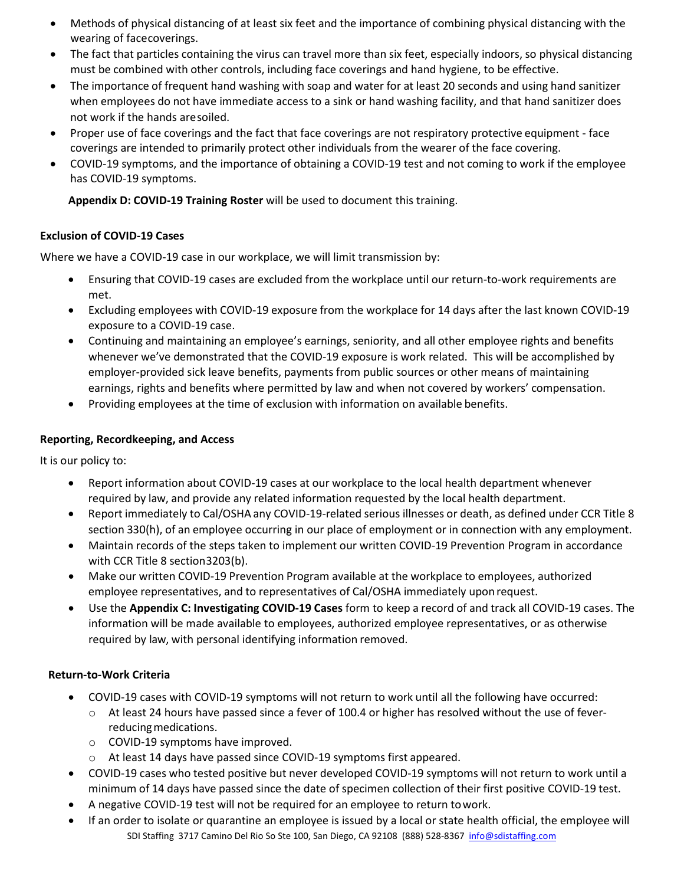- Methods of physical distancing of at least six feet and the importance of combining physical distancing with the wearing of facecoverings.
- The fact that particles containing the virus can travel more than six feet, especially indoors, so physical distancing must be combined with other controls, including face coverings and hand hygiene, to be effective.
- The importance of frequent hand washing with soap and water for at least 20 seconds and using hand sanitizer when employees do not have immediate access to a sink or hand washing facility, and that hand sanitizer does not work if the hands aresoiled.
- Proper use of face coverings and the fact that face coverings are not respiratory protective equipment - face coverings are intended to primarily protect other individuals from the wearer of the face covering.
- COVID-19 symptoms, and the importance of obtaining a COVID-19 test and not coming to work if the employee has COVID-19 symptoms.

**Appendix D: COVID-19 Training Roster** will be used to document this training.

**Exclusion of COVID-19 Cases**

Where we have a COVID-19 case in our workplace, we will limit transmission by:

- Ensuring that COVID-19 cases are excluded from the workplace until our return-to-work requirements are met.
- Excluding employees with COVID-19 exposure from the workplace for 14 days after the last known COVID-19 exposure to a COVID-19 case.
- Continuing and maintaining an employee's earnings, seniority, and all other employee rights and benefits whenever we've demonstrated that the COVID-19 exposure is work related. This will be accomplished by employer-provided sick leave benefits, payments from public sources or other means of maintaining earnings, rights and benefits where permitted by law and when not covered by workers' compensation.
- Providing employees at the time of exclusion with information on available benefits.

**Reporting, Recordkeeping, and Access**

It is our policy to:

- Report information about COVID-19 cases at our workplace to the local health department whenever required by law, and provide any related information requested by the local health department.
- Report immediately to Cal/OSHA any COVID-19-related serious illnesses or death, as defined under CCR Title 8 section 330(h), of an employee occurring in our place of employment or in connection with any employment.
- Maintain records of the steps taken to implement our written COVID-19 Prevention Program in accordance with CCR Title 8 section3203(b).
- Make our written COVID-19 Prevention Program available at the workplace to employees, authorized employee representatives, and to representatives of Cal/OSHA immediately upon request.
- Use the **Appendix C: Investigating COVID-19 Cases** form to keep a record of and track all COVID-19 cases. The information will be made available to employees, authorized employee representatives, or as otherwise required by law, with personal identifying information removed.

**Return-to-Work Criteria**

- COVID-19 cases with COVID-19 symptoms will not return to work until all the following have occurred:
  - At least 24 hours have passed since a fever of 100.4 or higher has resolved without the use of fever-reducing medications.
  - COVID-19 symptoms have improved.
  - At least 14 days have passed since COVID-19 symptoms first appeared.
- COVID-19 cases who tested positive but never developed COVID-19 symptoms will not return to work until a minimum of 14 days have passed since the date of specimen collection of their first positive COVID-19 test.
- A negative COVID-19 test will not be required for an employee to return towork.
- If an order to isolate or quarantine an employee is issued by a local or state health official, the employee will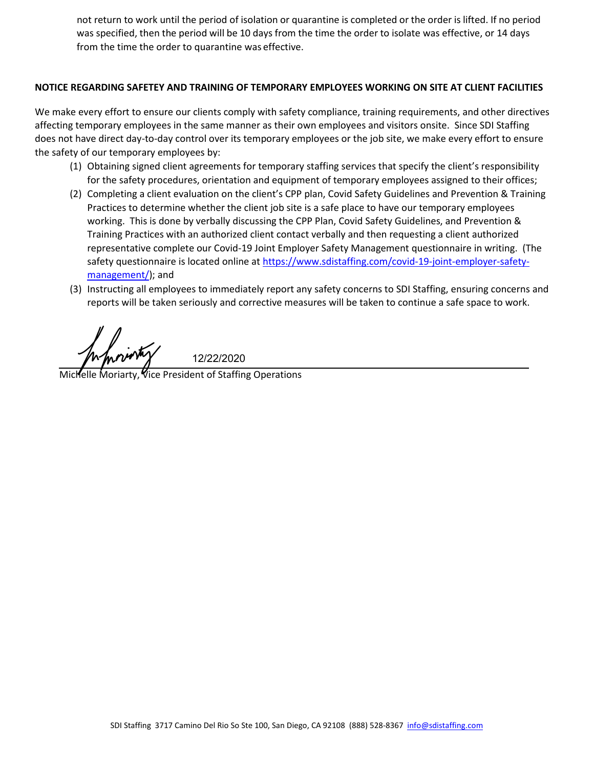not return to work until the period of isolation or quarantine is completed or the order is lifted. If no period was specified, then the period will be 10 days from the time the order to isolate was effective, or 14 days from the time the order to quarantine was effective.

**NOTICE REGARDING SAFETEY AND TRAINING OF TEMPORARY EMPLOYEES WORKING ON SITE AT CLIENT FACILITIES**

We make every effort to ensure our clients comply with safety compliance, training requirements, and other directives affecting temporary employees in the same manner as their own employees and visitors onsite. Since SDI Staffing does not have direct day-to-day control over its temporary employees or the job site, we make every effort to ensure the safety of our temporary employees by:

(1) Obtaining signed client agreements for temporary staffing services that specify the client's responsibility for the safety procedures, orientation and equipment of temporary employees assigned to their offices;

(2) Completing a client evaluation on the client's CPP plan, Covid Safety Guidelines and Prevention & Training Practices to determine whether the client job site is a safe place to have our temporary employees working. This is done by verbally discussing the CPP Plan, Covid Safety Guidelines, and Prevention & Training Practices with an authorized client contact verbally and then requesting a client authorized representative complete our Covid-19 Joint Employer Safety Management questionnaire in writing. (The safety questionnaire is located online at https://www.sdistaffing.com/covid-19-joint-employer-safety-management/); and

(3) Instructing all employees to immediately report any safety concerns to SDI Staffing, ensuring concerns and reports will be taken seriously and corrective measures will be taken to continue a safe space to work.

12/22/2020

Michelle Moriarty, Vice President of Staffing Operations

SDI Staffing 3717 Camino Del Rio So Ste 100, San Diego, CA 92108 (888) 528-8367 info@sdistaffing.com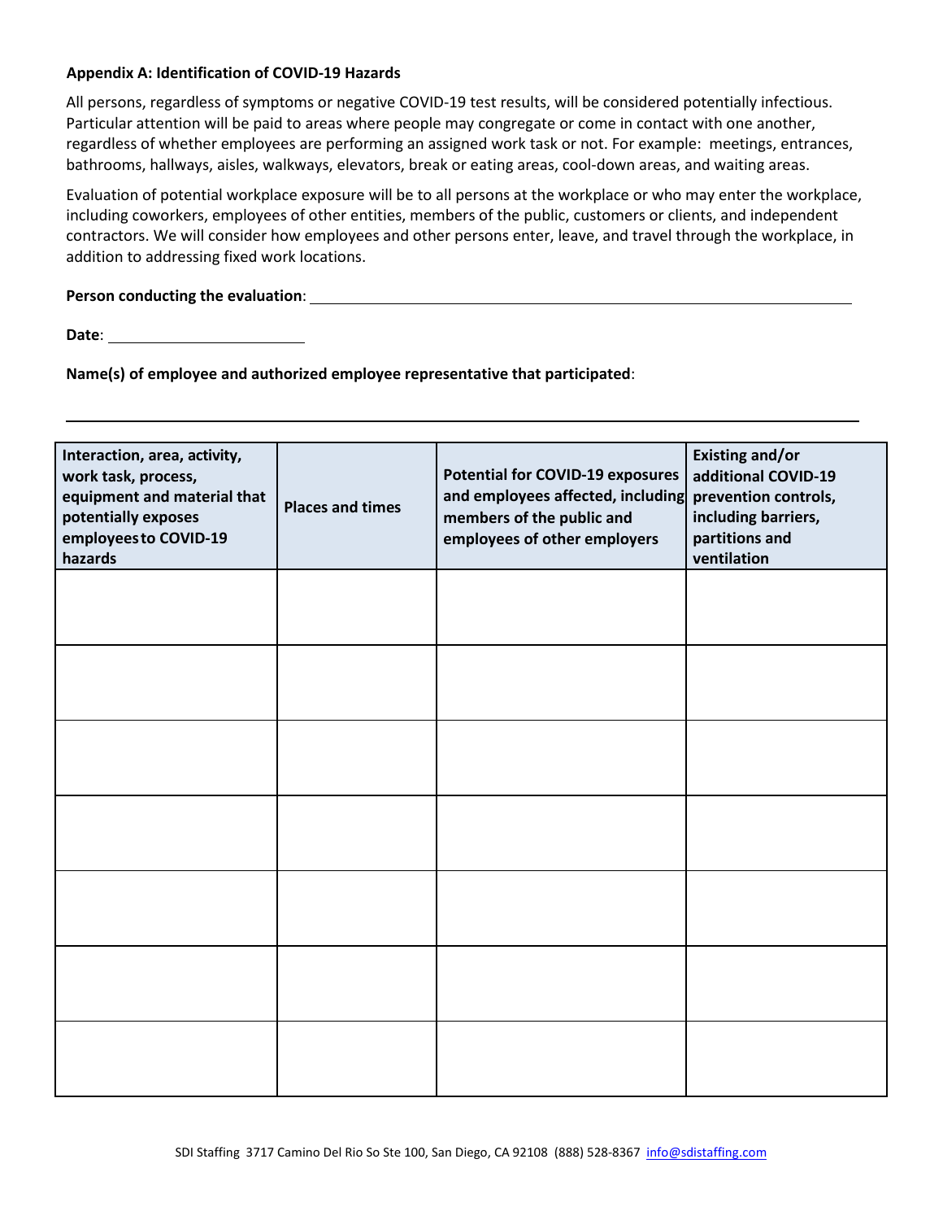**Appendix A: Identification of COVID-19 Hazards**

All persons, regardless of symptoms or negative COVID-19 test results, will be considered potentially infectious. Particular attention will be paid to areas where people may congregate or come in contact with one another, regardless of whether employees are performing an assigned work task or not. For example: meetings, entrances, bathrooms, hallways, aisles, walkways, elevators, break or eating areas, cool-down areas, and waiting areas.

Evaluation of potential workplace exposure will be to all persons at the workplace or who may enter the workplace, including coworkers, employees of other entities, members of the public, customers or clients, and independent contractors. We will consider how employees and other persons enter, leave, and travel through the workplace, in addition to addressing fixed work locations.

**Person conducting the evaluation**: ______________________________

**Date**: ______________

**Name(s) of employee and authorized employee representative that participated**:

______________________________________________________________

| Interaction, area, activity, work task, process, equipment and material that potentially exposes employees to COVID-19 hazards | Places and times | Potential for COVID-19 exposures and employees affected, including members of the public and employees of other employers | Existing and/or additional COVID-19 prevention controls, including barriers, partitions and ventilation |
|---|---|---|---|
| | | | |
| | | | |
| | | | |
| | | | |
| | | | |
| | | | |
| | | | |

SDI Staffing 3717 Camino Del Rio So Ste 100, San Diego, CA 92108 (888) 528-8367 info@sdistaffing.com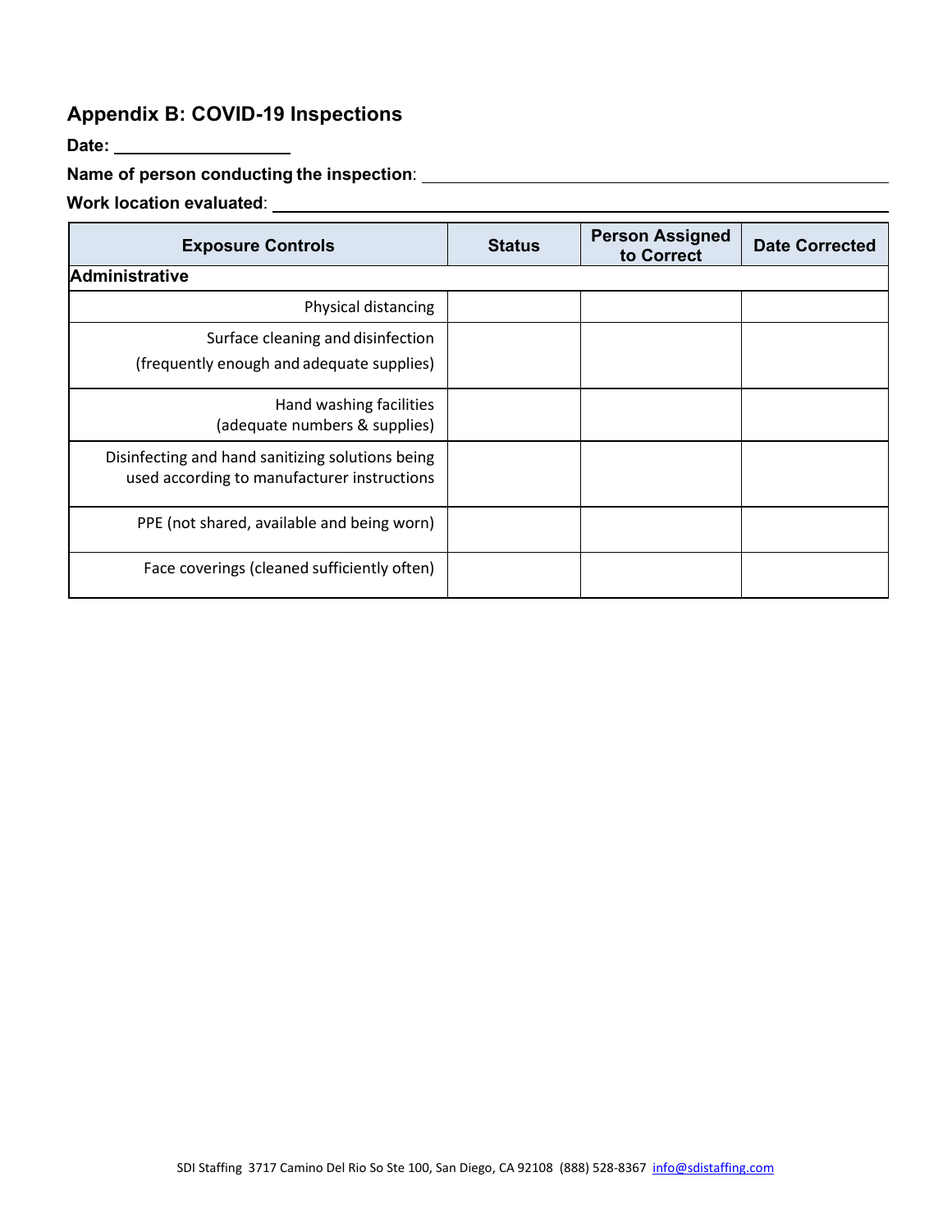## Appendix B: COVID-19 Inspections

**Date:** ____________________

**Name of person conducting the inspection**: ____________________

**Work location evaluated**: ____________________

| Exposure Controls | Status | Person Assigned to Correct | Date Corrected |
|---|---|---|---|
| **Administrative** | | | |
| Physical distancing | | | |
| Surface cleaning and disinfection (frequently enough and adequate supplies) | | | |
| Hand washing facilities (adequate numbers & supplies) | | | |
| Disinfecting and hand sanitizing solutions being used according to manufacturer instructions | | | |
| PPE (not shared, available and being worn) | | | |
| Face coverings (cleaned sufficiently often) | | | |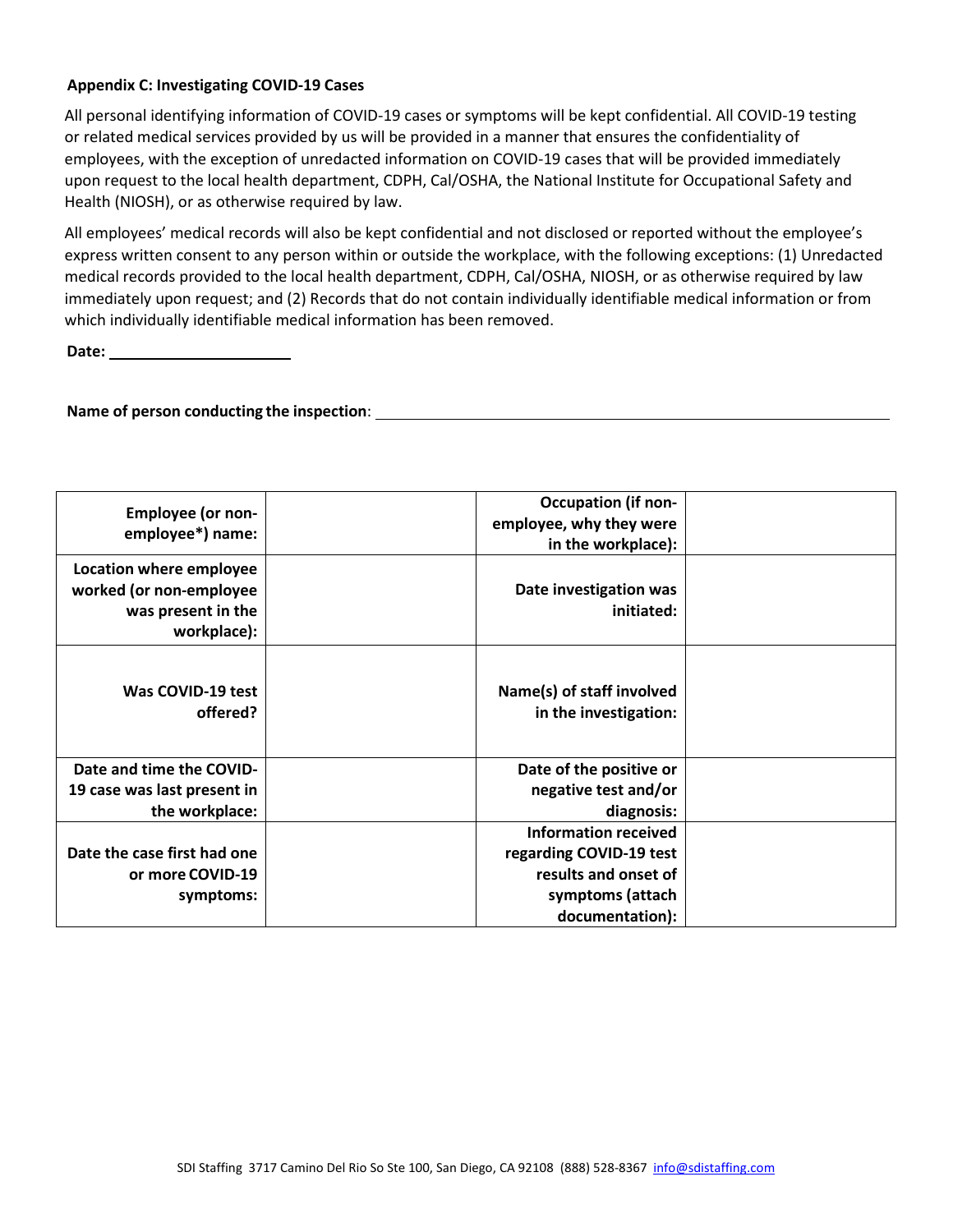### Appendix C: Investigating COVID-19 Cases

All personal identifying information of COVID-19 cases or symptoms will be kept confidential. All COVID-19 testing or related medical services provided by us will be provided in a manner that ensures the confidentiality of employees, with the exception of unredacted information on COVID-19 cases that will be provided immediately upon request to the local health department, CDPH, Cal/OSHA, the National Institute for Occupational Safety and Health (NIOSH), or as otherwise required by law.

All employees' medical records will also be kept confidential and not disclosed or reported without the employee's express written consent to any person within or outside the workplace, with the following exceptions: (1) Unredacted medical records provided to the local health department, CDPH, Cal/OSHA, NIOSH, or as otherwise required by law immediately upon request; and (2) Records that do not contain individually identifiable medical information or from which individually identifiable medical information has been removed.

**Date:** ______________________

**Name of person conducting the inspection**: ____________________________________________

| | | | |
|---|---|---|---|
| **Employee (or non-employee*) name:** | | **Occupation (if non-employee, why they were in the workplace):** | |
| **Location where employee worked (or non-employee was present in the workplace):** | | **Date investigation was initiated:** | |
| **Was COVID-19 test offered?** | | **Name(s) of staff involved in the investigation:** | |
| **Date and time the COVID-19 case was last present in the workplace:** | | **Date of the positive or negative test and/or diagnosis:** | |
| **Date the case first had one or more COVID-19 symptoms:** | | **Information received regarding COVID-19 test results and onset of symptoms (attach documentation):** | |

SDI Staffing 3717 Camino Del Rio So Ste 100, San Diego, CA 92108 (888) 528-8367 info@sdistaffing.com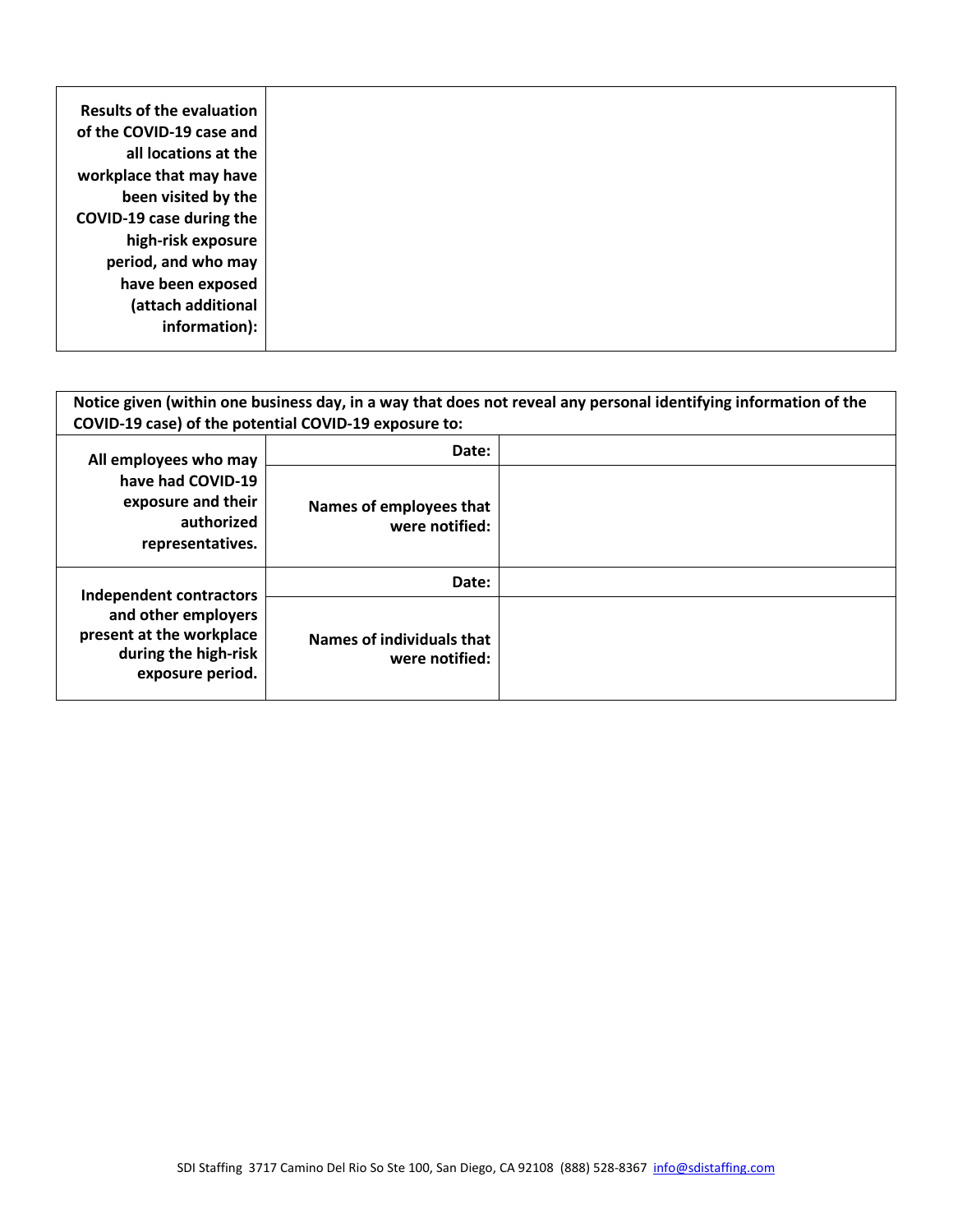| **Results of the evaluation of the COVID-19 case and all locations at the workplace that may have been visited by the COVID-19 case during the high-risk exposure period, and who may have been exposed (attach additional information):** | |
|---|---|

| **Notice given (within one business day, in a way that does not reveal any personal identifying information of the COVID-19 case) of the potential COVID-19 exposure to:** | | |
|---|---|---|
| **All employees who may have had COVID-19 exposure and their authorized representatives.** | **Date:** | |
| | **Names of employees that were notified:** | |
| **Independent contractors and other employers present at the workplace during the high-risk exposure period.** | **Date:** | |
| | **Names of individuals that were notified:** | |

SDI Staffing 3717 Camino Del Rio So Ste 100, San Diego, CA 92108 (888) 528-8367 info@sdistaffing.com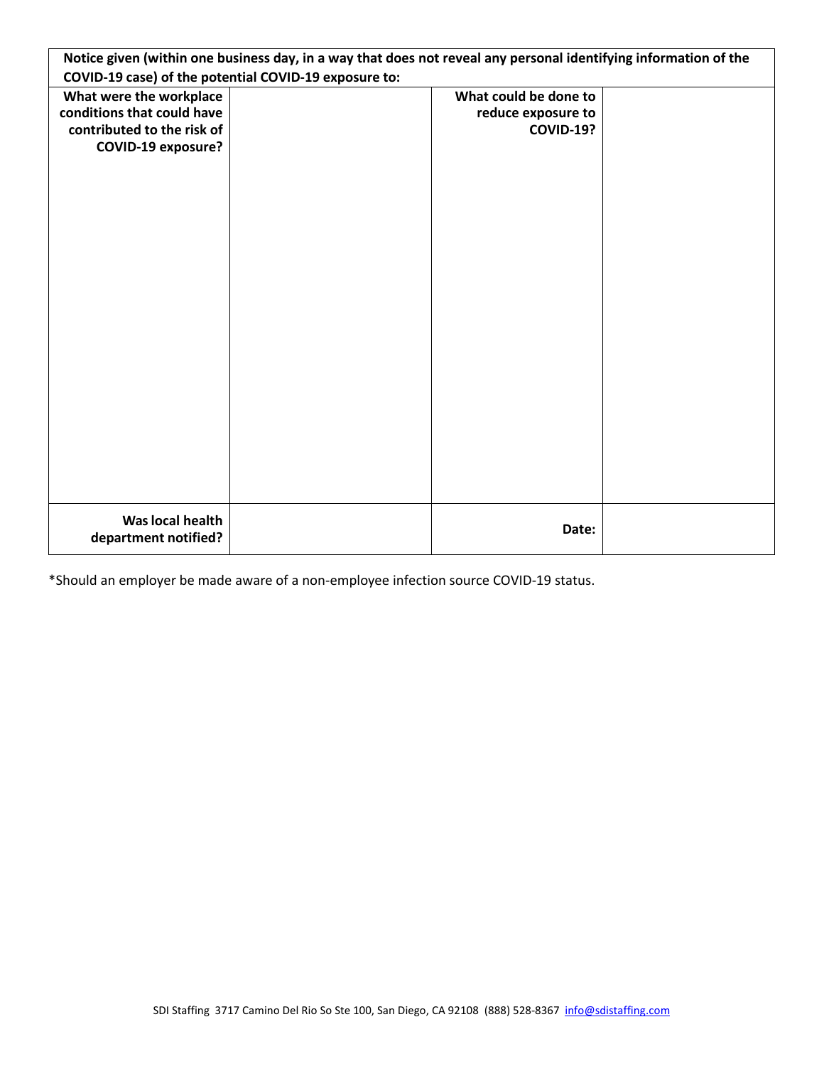| **Notice given (within one business day, in a way that does not reveal any personal identifying information of the COVID-19 case) of the potential COVID-19 exposure to:** | | | |
|---|---|---|---|
| **What were the workplace conditions that could have contributed to the risk of COVID-19 exposure?** | | **What could be done to reduce exposure to COVID-19?** | |
| **Was local health department notified?** | | **Date:** | |

*Should an employer be made aware of a non-employee infection source COVID-19 status.

SDI Staffing 3717 Camino Del Rio So Ste 100, San Diego, CA 92108 (888) 528-8367 info@sdistaffing.com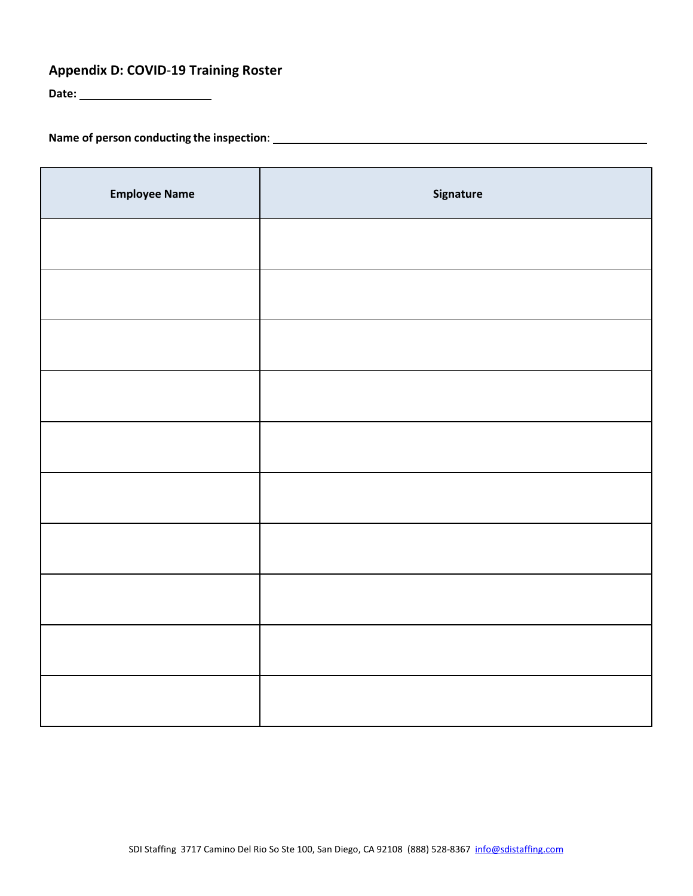## Appendix D: COVID-19 Training Roster

**Date:** ______________________

**Name of person conducting the inspection**: ______________________________________________

| Employee Name | Signature |
|---|---|
| | |
| | |
| | |
| | |
| | |
| | |
| | |
| | |
| | |
| | |

SDI Staffing 3717 Camino Del Rio So Ste 100, San Diego, CA 92108 (888) 528-8367 info@sdistaffing.com